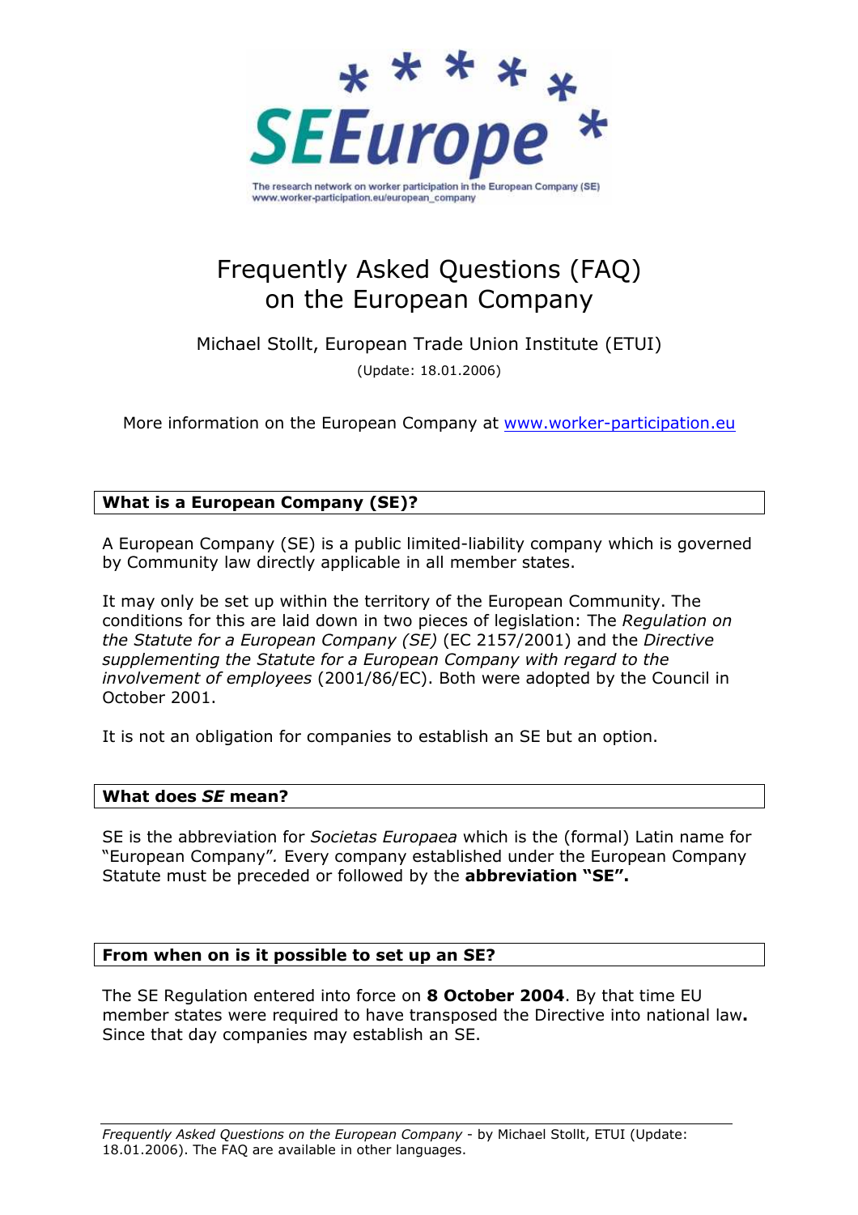SEEurope

The research network on worker participation in the European Company (SE)
www.worker-participation.eu/european_company

# Frequently Asked Questions (FAQ) on the European Company

Michael Stollt, European Trade Union Institute (ETUI)

(Update: 18.01.2006)

More information on the European Company at [www.worker-participation.eu](http://www.worker-participation.eu)

## What is a European Company (SE)?

A European Company (SE) is a public limited-liability company which is governed by Community law directly applicable in all member states.

It may only be set up within the territory of the European Community. The conditions for this are laid down in two pieces of legislation: The *Regulation on the Statute for a European Company (SE)* (EC 2157/2001) and the *Directive supplementing the Statute for a European Company with regard to the involvement of employees* (2001/86/EC). Both were adopted by the Council in October 2001.

It is not an obligation for companies to establish an SE but an option.

## What does *SE* mean?

SE is the abbreviation for *Societas Europaea* which is the (formal) Latin name for "European Company"*.* Every company established under the European Company Statute must be preceded or followed by the **abbreviation "SE".**

## From when on is it possible to set up an SE?

The SE Regulation entered into force on **8 October 2004**. By that time EU member states were required to have transposed the Directive into national law**.** Since that day companies may establish an SE.

*Frequently Asked Questions on the European Company* - by Michael Stollt, ETUI (Update: 18.01.2006). The FAQ are available in other languages.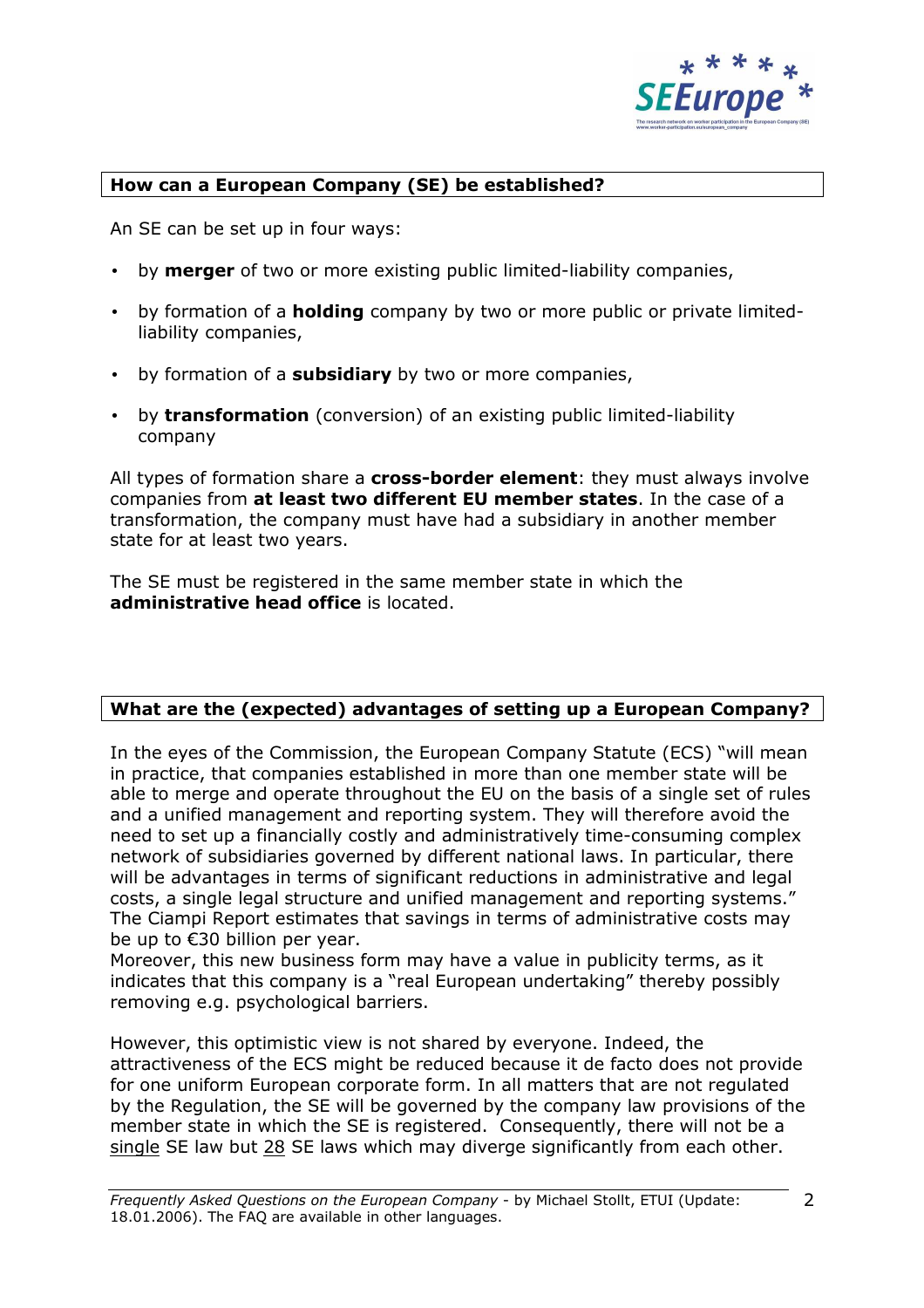## How can a European Company (SE) be established?

An SE can be set up in four ways:

- by **merger** of two or more existing public limited-liability companies,
- by formation of a **holding** company by two or more public or private limited-liability companies,
- by formation of a **subsidiary** by two or more companies,
- by **transformation** (conversion) of an existing public limited-liability company

All types of formation share a **cross-border element**: they must always involve companies from **at least two different EU member states**. In the case of a transformation, the company must have had a subsidiary in another member state for at least two years.

The SE must be registered in the same member state in which the **administrative head office** is located.

## What are the (expected) advantages of setting up a European Company?

In the eyes of the Commission, the European Company Statute (ECS) "will mean in practice, that companies established in more than one member state will be able to merge and operate throughout the EU on the basis of a single set of rules and a unified management and reporting system. They will therefore avoid the need to set up a financially costly and administratively time-consuming complex network of subsidiaries governed by different national laws. In particular, there will be advantages in terms of significant reductions in administrative and legal costs, a single legal structure and unified management and reporting systems." The Ciampi Report estimates that savings in terms of administrative costs may be up to €30 billion per year.
Moreover, this new business form may have a value in publicity terms, as it indicates that this company is a "real European undertaking" thereby possibly removing e.g. psychological barriers.

However, this optimistic view is not shared by everyone. Indeed, the attractiveness of the ECS might be reduced because it de facto does not provide for one uniform European corporate form. In all matters that are not regulated by the Regulation, the SE will be governed by the company law provisions of the member state in which the SE is registered. Consequently, there will not be a single SE law but 28 SE laws which may diverge significantly from each other.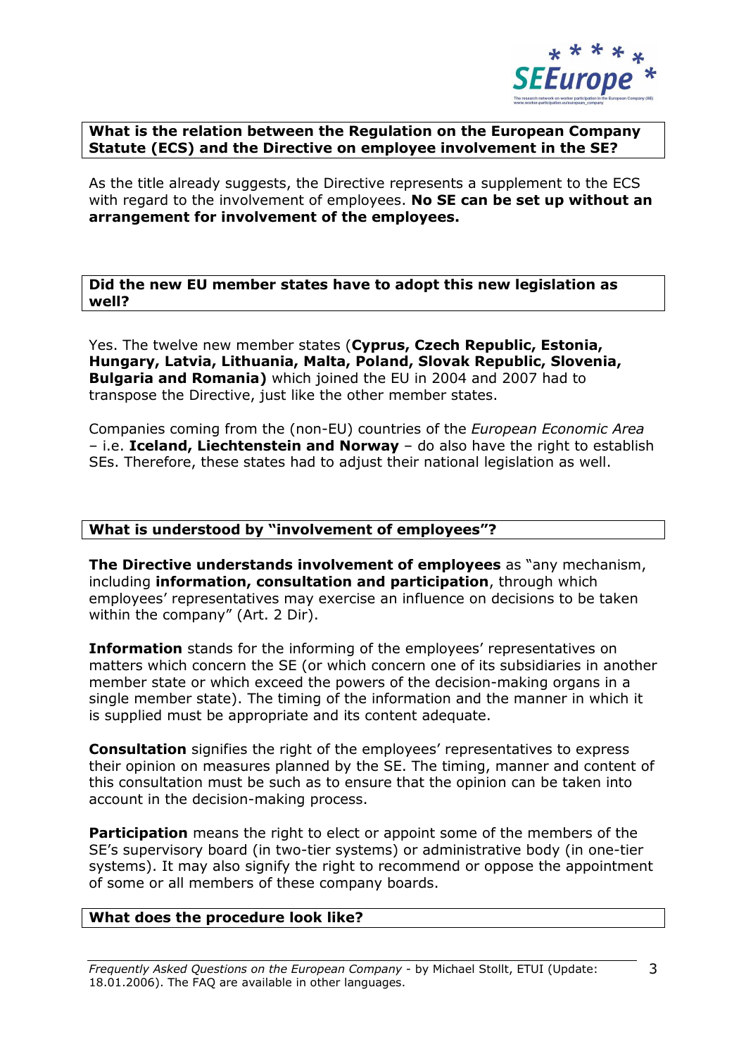### What is the relation between the Regulation on the European Company Statute (ECS) and the Directive on employee involvement in the SE?

As the title already suggests, the Directive represents a supplement to the ECS with regard to the involvement of employees. **No SE can be set up without an arrangement for involvement of the employees.**

### Did the new EU member states have to adopt this new legislation as well?

Yes. The twelve new member states (**Cyprus, Czech Republic, Estonia, Hungary, Latvia, Lithuania, Malta, Poland, Slovak Republic, Slovenia, Bulgaria and Romania)** which joined the EU in 2004 and 2007 had to transpose the Directive, just like the other member states.

Companies coming from the (non-EU) countries of the *European Economic Area* – i.e. **Iceland, Liechtenstein and Norway** – do also have the right to establish SEs. Therefore, these states had to adjust their national legislation as well.

### What is understood by "involvement of employees"?

**The Directive understands involvement of employees** as "any mechanism, including **information, consultation and participation**, through which employees' representatives may exercise an influence on decisions to be taken within the company" (Art. 2 Dir).

**Information** stands for the informing of the employees' representatives on matters which concern the SE (or which concern one of its subsidiaries in another member state or which exceed the powers of the decision-making organs in a single member state). The timing of the information and the manner in which it is supplied must be appropriate and its content adequate.

**Consultation** signifies the right of the employees' representatives to express their opinion on measures planned by the SE. The timing, manner and content of this consultation must be such as to ensure that the opinion can be taken into account in the decision-making process.

**Participation** means the right to elect or appoint some of the members of the SE's supervisory board (in two-tier systems) or administrative body (in one-tier systems). It may also signify the right to recommend or oppose the appointment of some or all members of these company boards.

### What does the procedure look like?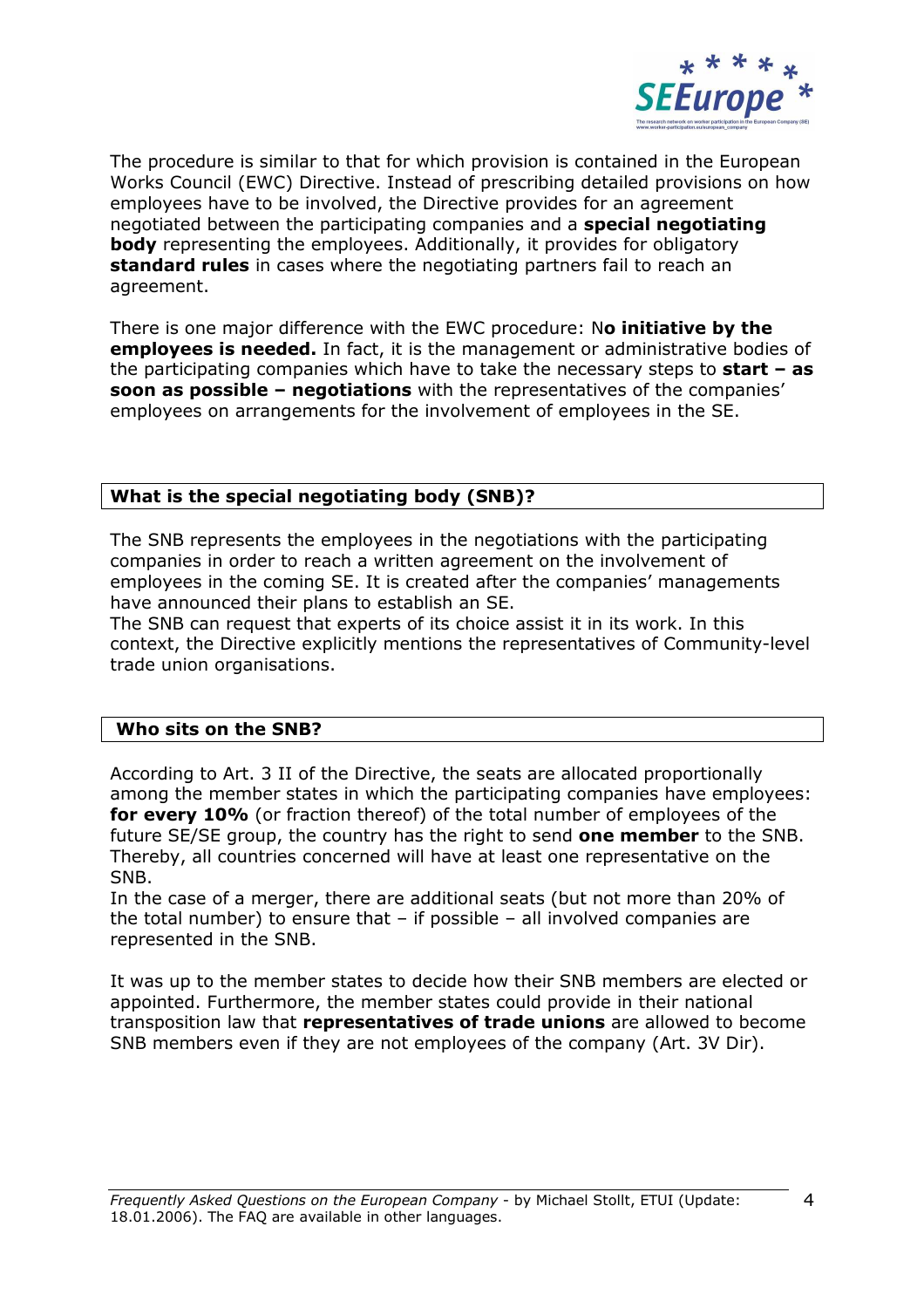The procedure is similar to that for which provision is contained in the European Works Council (EWC) Directive. Instead of prescribing detailed provisions on how employees have to be involved, the Directive provides for an agreement negotiated between the participating companies and a **special negotiating body** representing the employees. Additionally, it provides for obligatory **standard rules** in cases where the negotiating partners fail to reach an agreement.

There is one major difference with the EWC procedure: N**o initiative by the employees is needed.** In fact, it is the management or administrative bodies of the participating companies which have to take the necessary steps to **start – as soon as possible – negotiations** with the representatives of the companies' employees on arrangements for the involvement of employees in the SE.

## What is the special negotiating body (SNB)?

The SNB represents the employees in the negotiations with the participating companies in order to reach a written agreement on the involvement of employees in the coming SE. It is created after the companies' managements have announced their plans to establish an SE.

The SNB can request that experts of its choice assist it in its work. In this context, the Directive explicitly mentions the representatives of Community-level trade union organisations.

## Who sits on the SNB?

According to Art. 3 II of the Directive, the seats are allocated proportionally among the member states in which the participating companies have employees: **for every 10%** (or fraction thereof) of the total number of employees of the future SE/SE group, the country has the right to send **one member** to the SNB. Thereby, all countries concerned will have at least one representative on the SNB.

In the case of a merger, there are additional seats (but not more than 20% of the total number) to ensure that – if possible – all involved companies are represented in the SNB.

It was up to the member states to decide how their SNB members are elected or appointed. Furthermore, the member states could provide in their national transposition law that **representatives of trade unions** are allowed to become SNB members even if they are not employees of the company (Art. 3V Dir).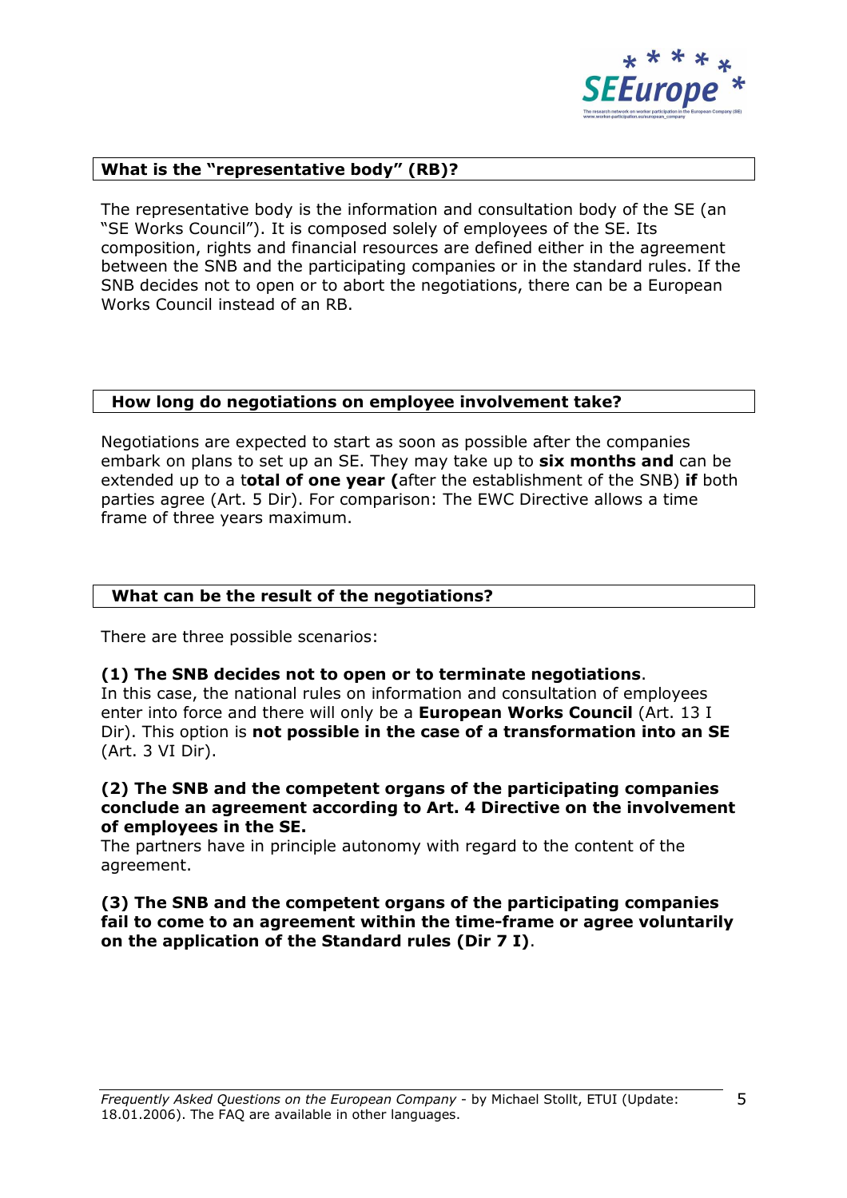## What is the "representative body" (RB)?

The representative body is the information and consultation body of the SE (an "SE Works Council"). It is composed solely of employees of the SE. Its composition, rights and financial resources are defined either in the agreement between the SNB and the participating companies or in the standard rules. If the SNB decides not to open or to abort the negotiations, there can be a European Works Council instead of an RB.

## How long do negotiations on employee involvement take?

Negotiations are expected to start as soon as possible after the companies embark on plans to set up an SE. They may take up to **six months and** can be extended up to a t**otal of one year (**after the establishment of the SNB) **if** both parties agree (Art. 5 Dir). For comparison: The EWC Directive allows a time frame of three years maximum.

## What can be the result of the negotiations?

There are three possible scenarios:

**(1) The SNB decides not to open or to terminate negotiations**.
In this case, the national rules on information and consultation of employees enter into force and there will only be a **European Works Council** (Art. 13 I Dir). This option is **not possible in the case of a transformation into an SE** (Art. 3 VI Dir).

**(2) The SNB and the competent organs of the participating companies conclude an agreement according to Art. 4 Directive on the involvement of employees in the SE.**
The partners have in principle autonomy with regard to the content of the agreement.

**(3) The SNB and the competent organs of the participating companies fail to come to an agreement within the time-frame or agree voluntarily on the application of the Standard rules (Dir 7 I)**.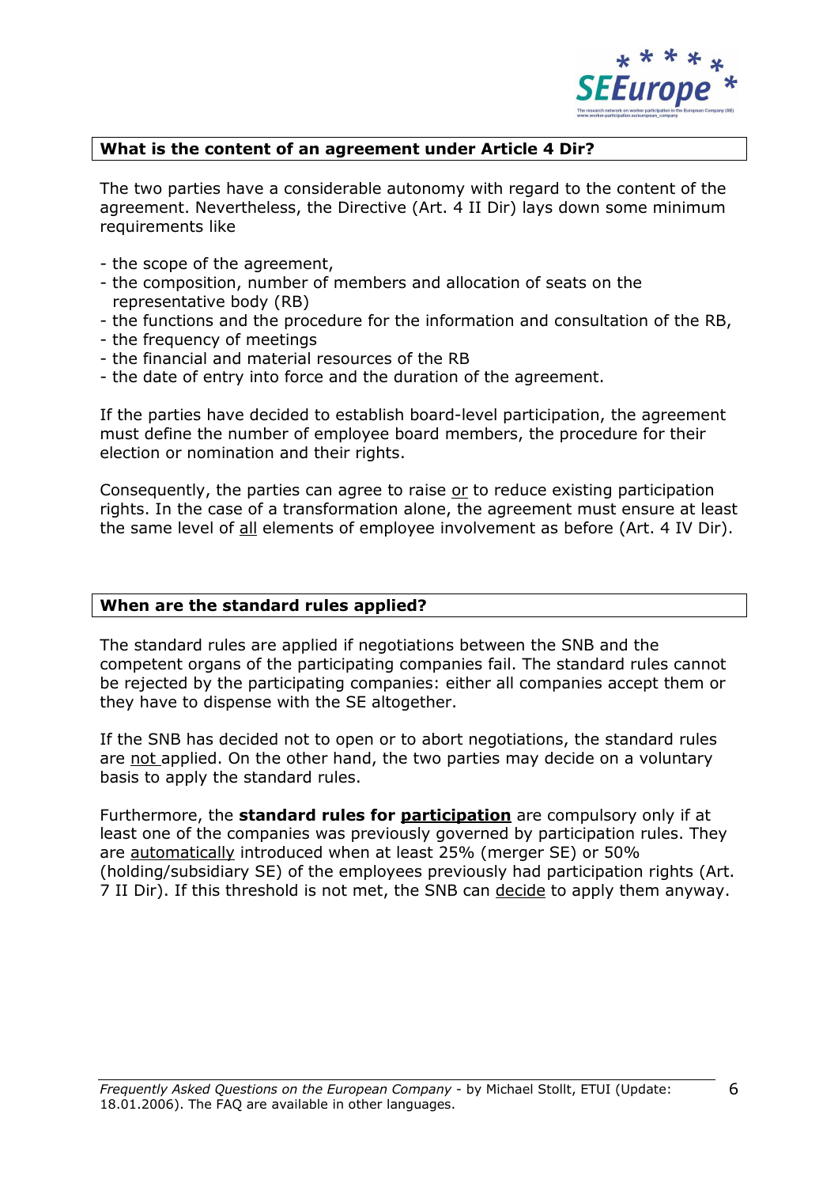## What is the content of an agreement under Article 4 Dir?

The two parties have a considerable autonomy with regard to the content of the agreement. Nevertheless, the Directive (Art. 4 II Dir) lays down some minimum requirements like

- the scope of the agreement,
- the composition, number of members and allocation of seats on the representative body (RB)
- the functions and the procedure for the information and consultation of the RB,
- the frequency of meetings
- the financial and material resources of the RB
- the date of entry into force and the duration of the agreement.

If the parties have decided to establish board-level participation, the agreement must define the number of employee board members, the procedure for their election or nomination and their rights.

Consequently, the parties can agree to raise <u>or</u> to reduce existing participation rights. In the case of a transformation alone, the agreement must ensure at least the same level of <u>all</u> elements of employee involvement as before (Art. 4 IV Dir).

## When are the standard rules applied?

The standard rules are applied if negotiations between the SNB and the competent organs of the participating companies fail. The standard rules cannot be rejected by the participating companies: either all companies accept them or they have to dispense with the SE altogether.

If the SNB has decided not to open or to abort negotiations, the standard rules are <u>not</u> applied. On the other hand, the two parties may decide on a voluntary basis to apply the standard rules.

Furthermore, the **standard rules for <u>participation</u>** are compulsory only if at least one of the companies was previously governed by participation rules. They are <u>automatically</u> introduced when at least 25% (merger SE) or 50% (holding/subsidiary SE) of the employees previously had participation rights (Art. 7 II Dir). If this threshold is not met, the SNB can <u>decide</u> to apply them anyway.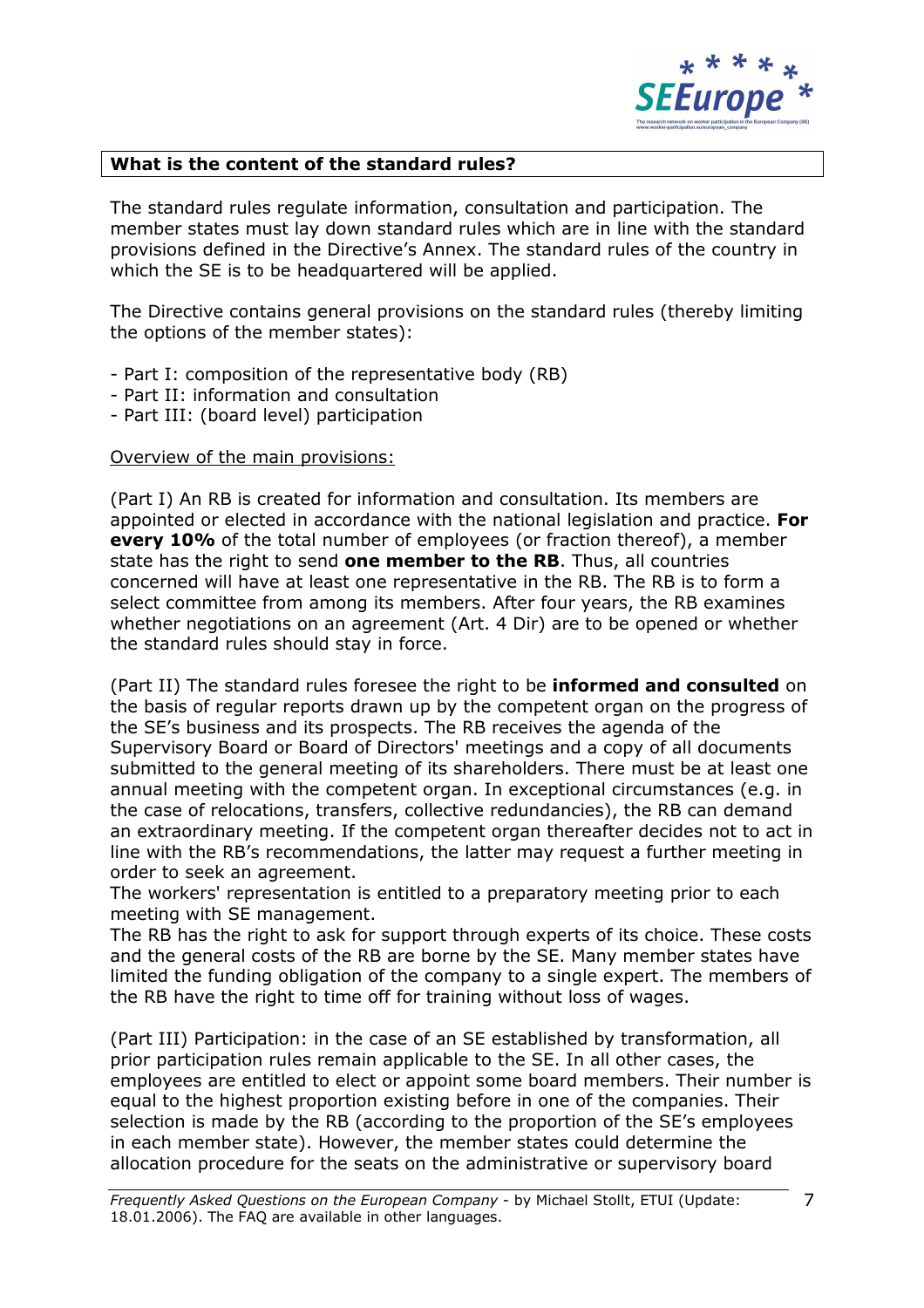**What is the content of the standard rules?**

The standard rules regulate information, consultation and participation. The member states must lay down standard rules which are in line with the standard provisions defined in the Directive's Annex. The standard rules of the country in which the SE is to be headquartered will be applied.

The Directive contains general provisions on the standard rules (thereby limiting the options of the member states):

- Part I: composition of the representative body (RB)
- Part II: information and consultation
- Part III: (board level) participation

Overview of the main provisions:

(Part I) An RB is created for information and consultation. Its members are appointed or elected in accordance with the national legislation and practice. **For every 10%** of the total number of employees (or fraction thereof), a member state has the right to send **one member to the RB**. Thus, all countries concerned will have at least one representative in the RB. The RB is to form a select committee from among its members. After four years, the RB examines whether negotiations on an agreement (Art. 4 Dir) are to be opened or whether the standard rules should stay in force.

(Part II) The standard rules foresee the right to be **informed and consulted** on the basis of regular reports drawn up by the competent organ on the progress of the SE's business and its prospects. The RB receives the agenda of the Supervisory Board or Board of Directors' meetings and a copy of all documents submitted to the general meeting of its shareholders. There must be at least one annual meeting with the competent organ. In exceptional circumstances (e.g. in the case of relocations, transfers, collective redundancies), the RB can demand an extraordinary meeting. If the competent organ thereafter decides not to act in line with the RB's recommendations, the latter may request a further meeting in order to seek an agreement.
The workers' representation is entitled to a preparatory meeting prior to each meeting with SE management.
The RB has the right to ask for support through experts of its choice. These costs and the general costs of the RB are borne by the SE. Many member states have limited the funding obligation of the company to a single expert. The members of the RB have the right to time off for training without loss of wages.

(Part III) Participation: in the case of an SE established by transformation, all prior participation rules remain applicable to the SE. In all other cases, the employees are entitled to elect or appoint some board members. Their number is equal to the highest proportion existing before in one of the companies. Their selection is made by the RB (according to the proportion of the SE's employees in each member state). However, the member states could determine the allocation procedure for the seats on the administrative or supervisory board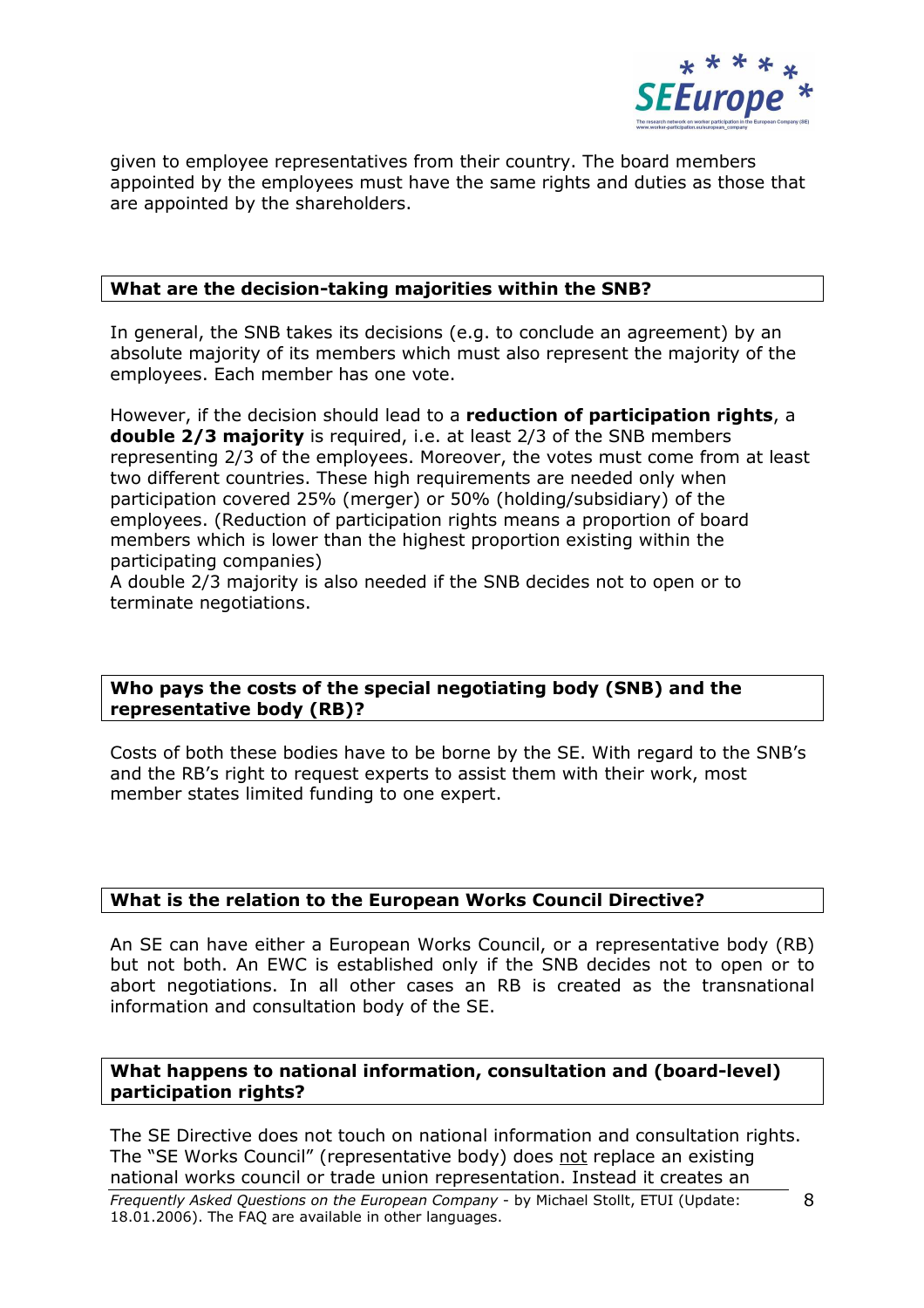given to employee representatives from their country. The board members appointed by the employees must have the same rights and duties as those that are appointed by the shareholders.

### What are the decision-taking majorities within the SNB?

In general, the SNB takes its decisions (e.g. to conclude an agreement) by an absolute majority of its members which must also represent the majority of the employees. Each member has one vote.

However, if the decision should lead to a **reduction of participation rights**, a **double 2/3 majority** is required, i.e. at least 2/3 of the SNB members representing 2/3 of the employees. Moreover, the votes must come from at least two different countries. These high requirements are needed only when participation covered 25% (merger) or 50% (holding/subsidiary) of the employees. (Reduction of participation rights means a proportion of board members which is lower than the highest proportion existing within the participating companies)
A double 2/3 majority is also needed if the SNB decides not to open or to terminate negotiations.

### Who pays the costs of the special negotiating body (SNB) and the representative body (RB)?

Costs of both these bodies have to be borne by the SE. With regard to the SNB's and the RB's right to request experts to assist them with their work, most member states limited funding to one expert.

### What is the relation to the European Works Council Directive?

An SE can have either a European Works Council, or a representative body (RB) but not both. An EWC is established only if the SNB decides not to open or to abort negotiations. In all other cases an RB is created as the transnational information and consultation body of the SE.

### What happens to national information, consultation and (board-level) participation rights?

The SE Directive does not touch on national information and consultation rights. The "SE Works Council" (representative body) does not replace an existing national works council or trade union representation. Instead it creates an

*Frequently Asked Questions on the European Company* - by Michael Stollt, ETUI (Update: 18.01.2006). The FAQ are available in other languages.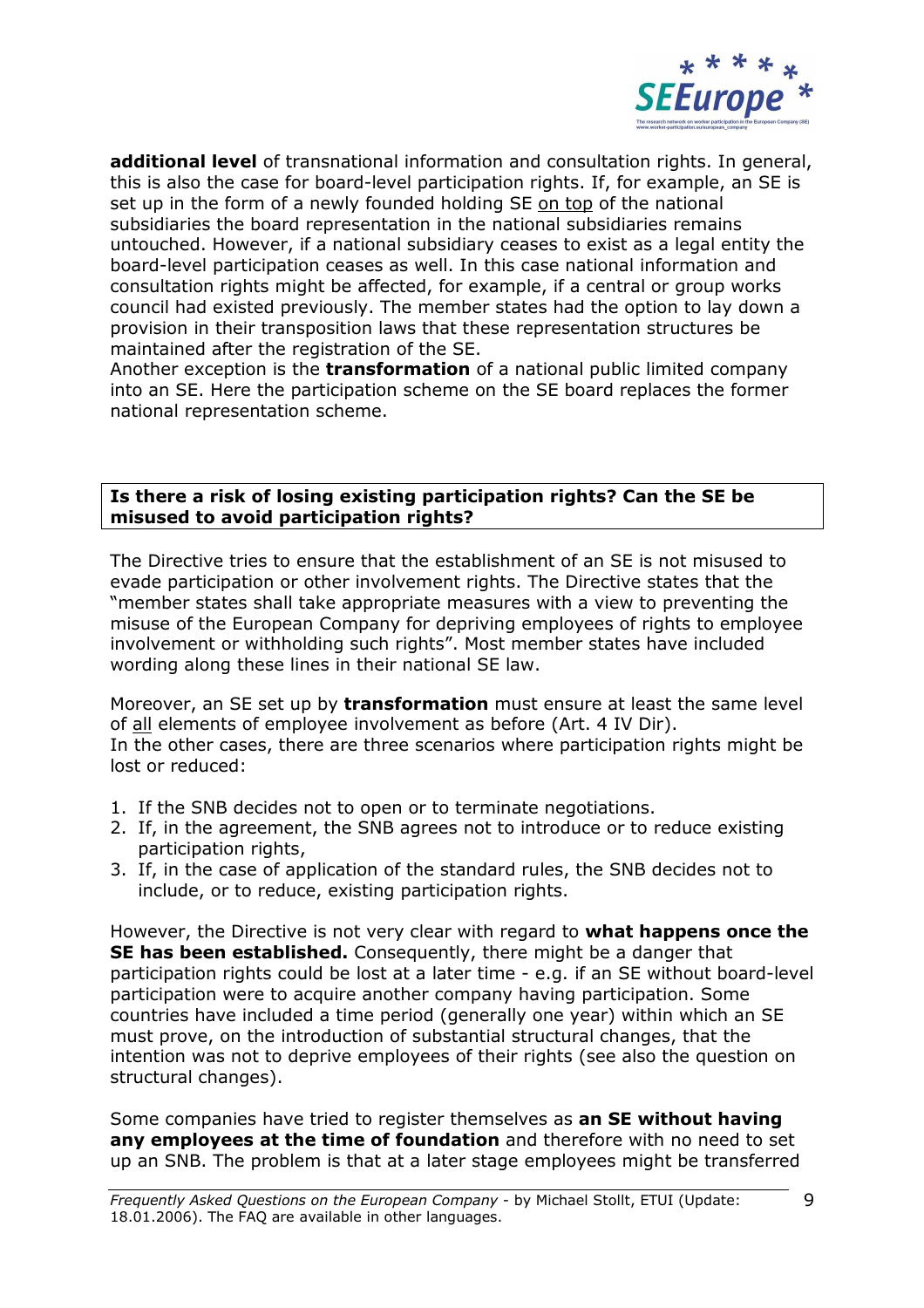**additional level** of transnational information and consultation rights. In general, this is also the case for board-level participation rights. If, for example, an SE is set up in the form of a newly founded holding SE <u>on top</u> of the national subsidiaries the board representation in the national subsidiaries remains untouched. However, if a national subsidiary ceases to exist as a legal entity the board-level participation ceases as well. In this case national information and consultation rights might be affected, for example, if a central or group works council had existed previously. The member states had the option to lay down a provision in their transposition laws that these representation structures be maintained after the registration of the SE.
Another exception is the **transformation** of a national public limited company into an SE. Here the participation scheme on the SE board replaces the former national representation scheme.

**Is there a risk of losing existing participation rights? Can the SE be misused to avoid participation rights?**

The Directive tries to ensure that the establishment of an SE is not misused to evade participation or other involvement rights. The Directive states that the "member states shall take appropriate measures with a view to preventing the misuse of the European Company for depriving employees of rights to employee involvement or withholding such rights". Most member states have included wording along these lines in their national SE law.

Moreover, an SE set up by **transformation** must ensure at least the same level of <u>all</u> elements of employee involvement as before (Art. 4 IV Dir).
In the other cases, there are three scenarios where participation rights might be lost or reduced:

1. If the SNB decides not to open or to terminate negotiations.
2. If, in the agreement, the SNB agrees not to introduce or to reduce existing participation rights,
3. If, in the case of application of the standard rules, the SNB decides not to include, or to reduce, existing participation rights.

However, the Directive is not very clear with regard to **what happens once the SE has been established.** Consequently, there might be a danger that participation rights could be lost at a later time - e.g. if an SE without board-level participation were to acquire another company having participation. Some countries have included a time period (generally one year) within which an SE must prove, on the introduction of substantial structural changes, that the intention was not to deprive employees of their rights (see also the question on structural changes).

Some companies have tried to register themselves as **an SE without having any employees at the time of foundation** and therefore with no need to set up an SNB. The problem is that at a later stage employees might be transferred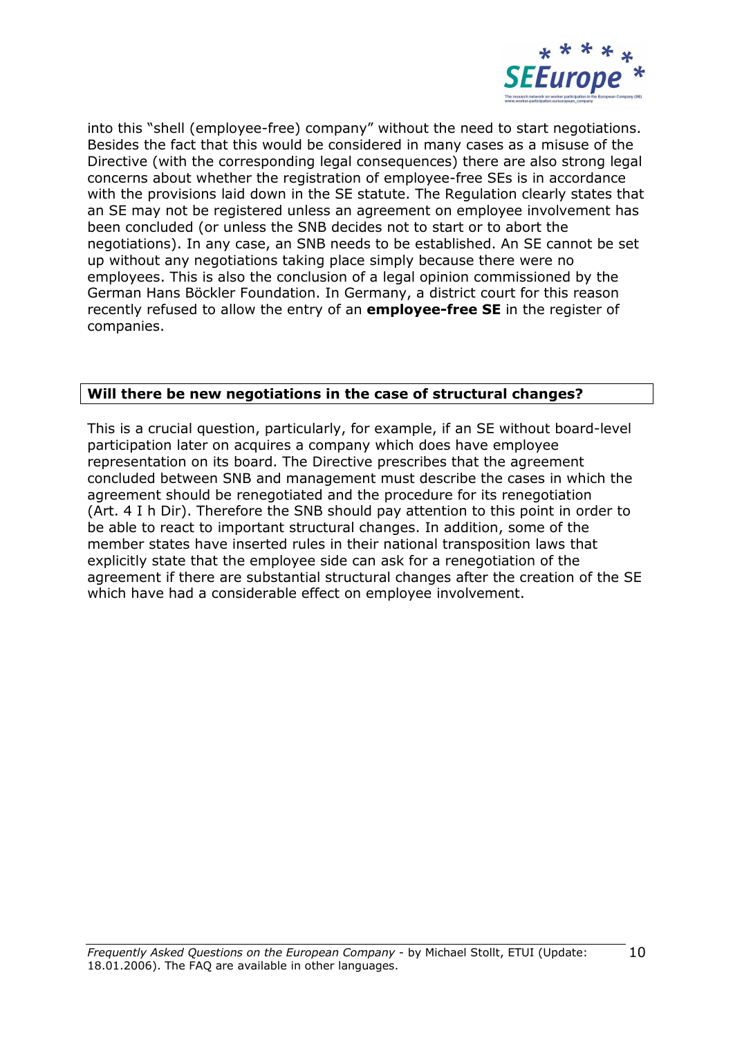into this "shell (employee-free) company" without the need to start negotiations. Besides the fact that this would be considered in many cases as a misuse of the Directive (with the corresponding legal consequences) there are also strong legal concerns about whether the registration of employee-free SEs is in accordance with the provisions laid down in the SE statute. The Regulation clearly states that an SE may not be registered unless an agreement on employee involvement has been concluded (or unless the SNB decides not to start or to abort the negotiations). In any case, an SNB needs to be established. An SE cannot be set up without any negotiations taking place simply because there were no employees. This is also the conclusion of a legal opinion commissioned by the German Hans Böckler Foundation. In Germany, a district court for this reason recently refused to allow the entry of an **employee-free SE** in the register of companies.

### Will there be new negotiations in the case of structural changes?

This is a crucial question, particularly, for example, if an SE without board-level participation later on acquires a company which does have employee representation on its board. The Directive prescribes that the agreement concluded between SNB and management must describe the cases in which the agreement should be renegotiated and the procedure for its renegotiation (Art. 4 I h Dir). Therefore the SNB should pay attention to this point in order to be able to react to important structural changes. In addition, some of the member states have inserted rules in their national transposition laws that explicitly state that the employee side can ask for a renegotiation of the agreement if there are substantial structural changes after the creation of the SE which have had a considerable effect on employee involvement.